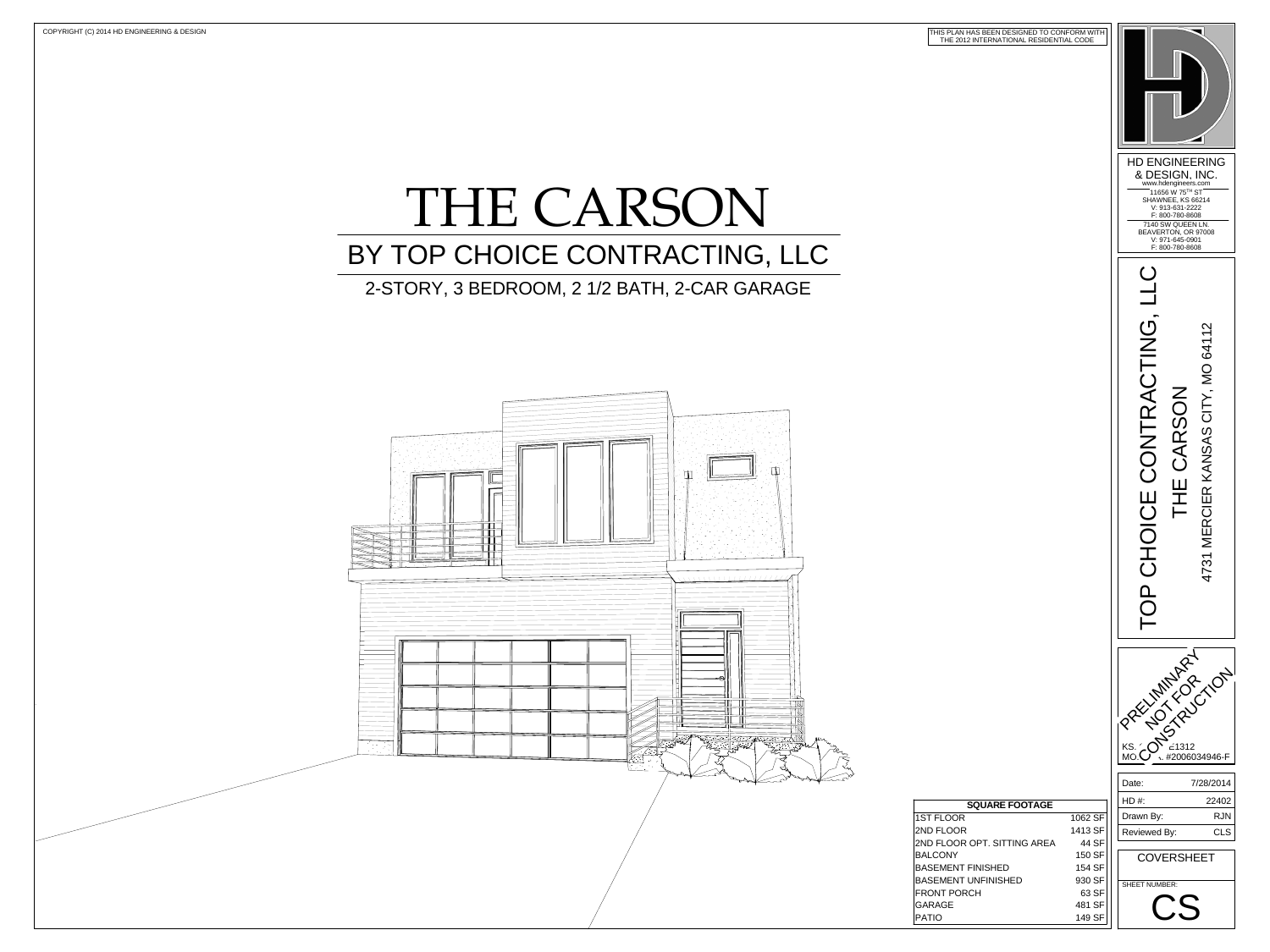COPYRIGHT (C) 2014 HD ENGINEERING & DESIGN

THIS PLAN HAS BEEN DESIGNED TO CONFORM WITH THE 2012 INTERNATIONAL RESIDENTIAL CODE

# THE CARSON

## BY TOP CHOICE CONTRACTING, LLC

2-STORY, 3 BEDROOM, 2 1/2 BATH, 2-CAR GARAGE

| SQUARE FOOTAGE | |
|---|---|
| 1ST FLOOR | 1062 SF |
| 2ND FLOOR | 1413 SF |
| 2ND FLOOR OPT. SITTING AREA | 44 SF |
| BALCONY | 150 SF |
| BASEMENT FINISHED | 154 SF |
| BASEMENT UNFINISHED | 930 SF |
| FRONT PORCH | 63 SF |
| GARAGE | 481 SF |
| PATIO | 149 SF |

HD ENGINEERING & DESIGN, INC.
www.hdengineers.com
11656 W 75TH ST
SHAWNEE, KS 66214
V: 913-631-2222
F: 800-780-8608
7140 SW QUEEN LN.
BEAVERTON, OR 97008
V: 971-645-0901
F: 800-780-8608

TOP CHOICE CONTRACTING, LLC
THE CARSON
4731 MERCIER KANSAS CITY, MO 64112

PRELIMINARY NOT FOR CONSTRUCTION

KS. ... 21312
MO. ... #2006034946-F

| | |
|---|---|
| Date: | 7/28/2014 |
| HD #: | 22402 |
| Drawn By: | RJN |
| Reviewed By: | CLS |

COVERSHEET

SHEET NUMBER:
CS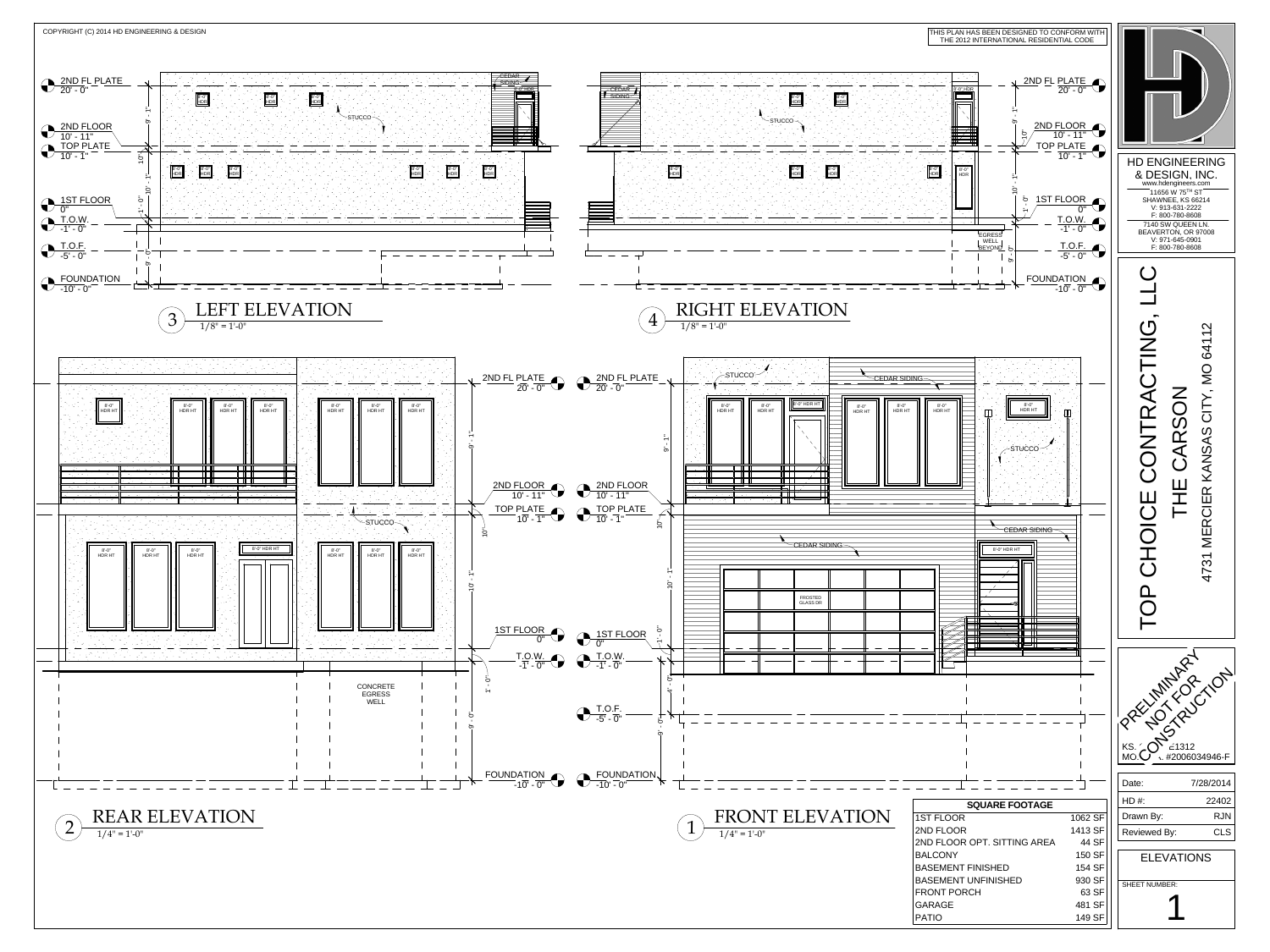COPYRIGHT (C) 2014 HD ENGINEERING & DESIGN

THIS PLAN HAS BEEN DESIGNED TO CONFORM WITH THE 2012 INTERNATIONAL RESIDENTIAL CODE

## 3 LEFT ELEVATION
1/8" = 1'-0"

- 2ND FL PLATE 20' - 0"
- 2ND FLOOR 10' - 11"
- TOP PLATE 10' - 1"
- 1ST FLOOR 0"
- T.O.W. -1' - 0"
- T.O.F. -5' - 0"
- FOUNDATION -10' - 0"

CEDAR SIDING, STUCCO, 8'-0" HDR

## 4 RIGHT ELEVATION
1/8" = 1'-0"

- 2ND FL PLATE 20' - 0"
- 2ND FLOOR 10' - 11"
- TOP PLATE 10' - 1"
- 1ST FLOOR 0"
- T.O.W. -1' - 0"
- T.O.F. -5' - 0"
- FOUNDATION -10' - 0"

CEDAR SIDING, STUCCO, 8'-0" HDR, EGRESS WELL BEYOND

## 2 REAR ELEVATION
1/4" = 1'-0"

- 2ND FL PLATE 20' - 0"
- 2ND FLOOR 10' - 11"
- TOP PLATE 10' - 1"
- 1ST FLOOR 0"
- T.O.W. -1' - 0"
- FOUNDATION -10' - 0"

STUCCO, 8'-0" HDR HT, CONCRETE EGRESS WELL

## 1 FRONT ELEVATION
1/4" = 1'-0"

- 2ND FL PLATE 20' - 0"
- 2ND FLOOR 10' - 11"
- TOP PLATE 10' - 1"
- 1ST FLOOR 0"
- T.O.W. -1' - 0"
- T.O.F. -5' - 0"
- FOUNDATION -10' - 0"

STUCCO, CEDAR SIDING, 8'-0" HDR HT, FROSTED GLASS OR

| SQUARE FOOTAGE | |
|---|---|
| 1ST FLOOR | 1062 SF |
| 2ND FLOOR | 1413 SF |
| 2ND FLOOR OPT. SITTING AREA | 44 SF |
| BALCONY | 150 SF |
| BASEMENT FINISHED | 154 SF |
| BASEMENT UNFINISHED | 930 SF |
| FRONT PORCH | 63 SF |
| GARAGE | 481 SF |
| PATIO | 149 SF |

HD ENGINEERING & DESIGN, INC.
www.hdengineers.com
11656 W 75TH ST
SHAWNEE, KS 66214
V: 913-631-2222
F: 800-780-8608
7140 SW QUEEN LN.
BEAVERTON, OR 97008
V: 971-645-0901
F: 800-780-8608

TOP CHOICE CONTRACTING, LLC
THE CARSON
4731 MERCIER KANSAS CITY, MO 64112

PRELIMINARY NOT FOR CONSTRUCTION
KS. ...1312
MO. ... #2006034946-F

| Date: | 7/28/2014 |
|---|---|
| HD #: | 22402 |
| Drawn By: | RJN |
| Reviewed By: | CLS |

ELEVATIONS

SHEET NUMBER: 1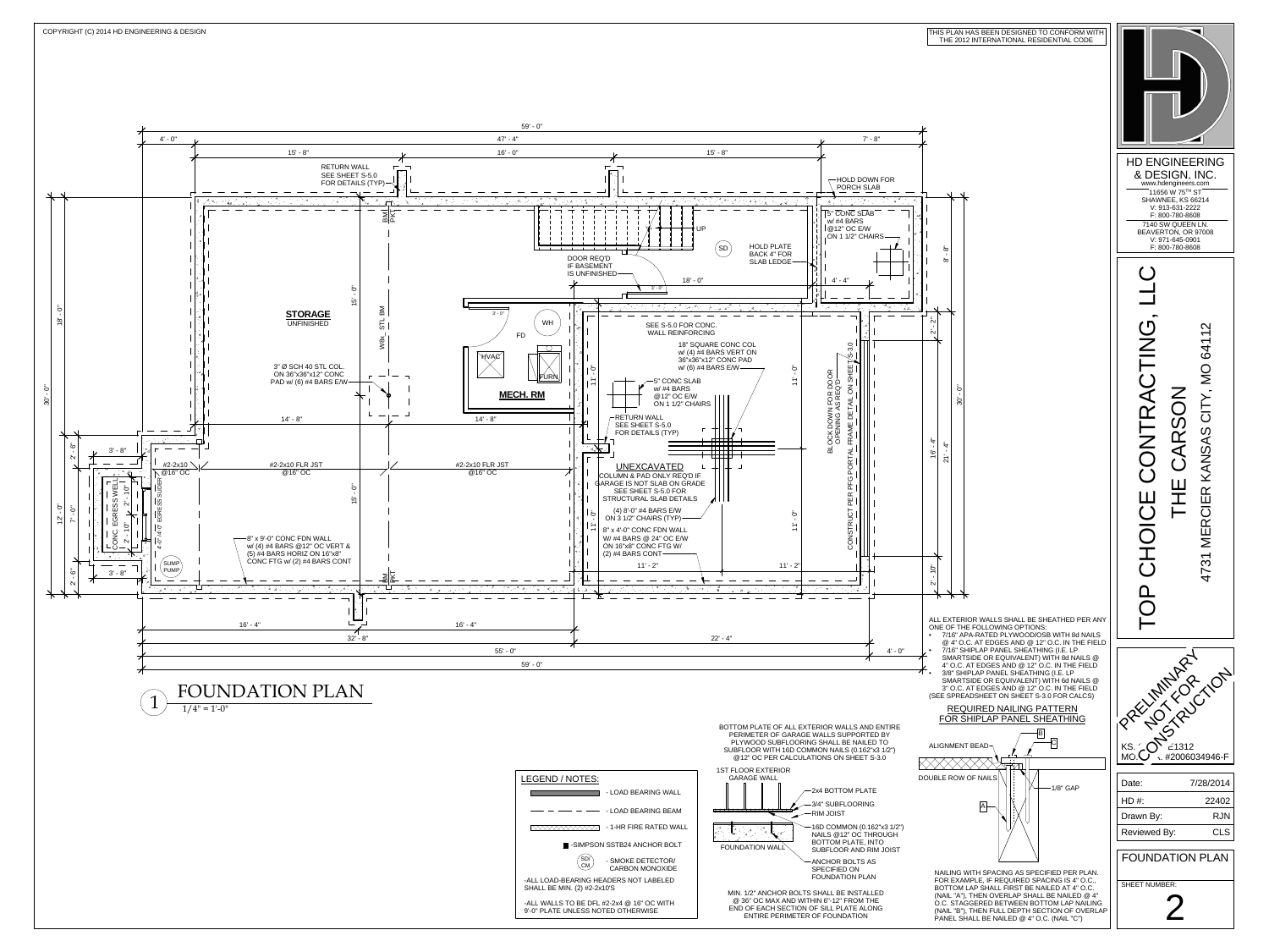COPYRIGHT (C) 2014 HD ENGINEERING & DESIGN

THIS PLAN HAS BEEN DESIGNED TO CONFORM WITH THE 2012 INTERNATIONAL RESIDENTIAL CODE

# FOUNDATION PLAN

1 — 1/4" = 1'-0"

59' - 0"
4' - 0" | 47' - 4" | 7' - 8"
15' - 8" | 16' - 0" | 15' - 8"

RETURN WALL SEE SHEET S-5.0 FOR DETAILS (TYP)

HOLD DOWN FOR PORCH SLAB

5" CONC SLAB w/ #4 BARS @12" OC E/W ON 1 1/2" CHAIRS

UP

SD

HOLD PLATE BACK 4" FOR SLAB LEDGE

DOOR REQ'D IF BASEMENT IS UNFINISHED

18' - 0"

4' - 4"

8' - 8"

**STORAGE**
UNFINISHED

15' - 0"

W8x_ STL BM

BM PKT

WH

FD

HVAC

FURN

**MECH. RM**

SEE S-5.0 FOR CONC. WALL REINFORCING

18" SQUARE CONC COL w/ (4) #4 BARS VERT ON 36"x36"x12" CONC PAD w/ (6) #4 BARS E/W

3" Ø SCH 40 STL COL. ON 36"x36"x12" CONC PAD w/ (6) #4 BARS E/W

5" CONC SLAB w/ #4 BARS @12" OC E/W ON 1 1/2" CHAIRS

RETURN WALL SEE S-5.0 FOR DETAILS (TYP)

BLOCK DOWN FOR DOOR OPENING AS REQ'D

CONSTRUCT PER PFG PORTAL FRAME DETAIL ON SHEET S-3.0

11' - 0" | 11' - 0"

14' - 8" | 14' - 8"

18' - 0"

30' - 0"

2' - 2" | 16' - 4" | 21' - 4" | 2' - 10"

2' - 6" | 7' - 0" | 2' - 6" | 12' - 0"

3' - 8" | 3' - 8"

#2-2x10 @16" OC

#2-2x10 FLR JST @16" OC

#2-2x10 FLR JST @16" OC

CONC. EGRESS WELL 2' - 10" 2' - 10"

4'-0" /4'-0" EGRESS SLIDER

15' - 0"

8" x 9'-0" CONC FDN WALL w/ (4) #4 BARS @12" OC VERT & (5) #4 BARS HORIZ ON 16"x8" CONC FTG w/ (2) #4 BARS CONT

SUMP PUMP

UNEXCAVATED

COLUMN & PAD ONLY REQ'D IF GARAGE IS NOT SLAB ON GRADE SEE SHEET S-5.0 FOR STRUCTURAL SLAB DETAILS

(4) 8'-0" #4 BARS E/W ON 3 1/2" CHAIRS (TYP)

8" x 4'-0" CONC FDN WALL W/ #4 BARS @ 24" OC E/W ON 16"x8" CONC FTG W/ (2) #4 BARS CONT

11' - 2" | 11' - 2"

16' - 4" | 16' - 4"
32' - 8" | 22' - 4"
55' - 0" | 4' - 0"
59' - 0"

ALL EXTERIOR WALLS SHALL BE SHEATHED PER ANY ONE OF THE FOLLOWING OPTIONS:

- 7/16" APA-RATED PLYWOOD/OSB WITH 8d NAILS @ 4" O.C. AT EDGES AND @ 12" O.C. IN THE FIELD
- 7/16" SHIPLAP PANEL SHEATHING (I.E. LP SMARTSIDE OR EQUIVALENT) WITH 8d NAILS @ 4" O.C. AT EDGES AND @ 12" O.C. IN THE FIELD
- 3/8" SHIPLAP PANEL SHEATHING (I.E. LP SMARTSIDE OR EQUIVALENT) WITH 6d NAILS @ 3" O.C. AT EDGES AND @ 12" O.C. IN THE FIELD

(SEE SPREADSHEET ON SHEET S-3.0 FOR CALCS)

## REQUIRED NAILING PATTERN FOR SHIPLAP PANEL SHEATHING

ALIGNMENT BEAD — B — C

DOUBLE ROW OF NAILS — 1/8" GAP — A

NAILING WITH SPACING AS SPECIFIED PER PLAN. FOR EXAMPLE, IF REQUIRED SPACING IS 4" O.C., BOTTOM LAP SHALL FIRST BE NAILED AT 4" O.C. (NAIL "A"), THEN OVERLAP SHALL BE NAILED @ 4" O.C. STAGGERED BETWEEN BOTTOM LAP NAILING (NAIL "B"), THEN FULL DEPTH SECTION OF OVERLAP PANEL SHALL BE NAILED @ 4" O.C. (NAIL "C")

BOTTOM PLATE OF ALL EXTERIOR WALLS AND ENTIRE PERIMETER OF GARAGE WALLS SUPPORTED BY PLYWOOD SUBFLOORING SHALL BE NAILED TO SUBFLOOR WITH 16D COMMON NAILS (0.162"x3 1/2") @12" OC PER CALCULATIONS ON SHEET S-3.0

1ST FLOOR EXTERIOR GARAGE WALL

- 2x4 BOTTOM PLATE
- 3/4" SUBFLOORING
- RIM JOIST
- 16D COMMON (0.162"x3 1/2") NAILS @12" OC THROUGH BOTTOM PLATE, INTO SUBFLOOR AND RIM JOIST
- ANCHOR BOLTS AS SPECIFIED ON FOUNDATION PLAN

FOUNDATION WALL

MIN. 1/2" ANCHOR BOLTS SHALL BE INSTALLED @ 36" OC MAX AND WITHIN 6"-12" FROM THE END OF EACH SECTION OF SILL PLATE ALONG ENTIRE PERIMETER OF FOUNDATION

## LEGEND / NOTES:

- LOAD BEARING WALL
- LOAD BEARING BEAM
- 1-HR FIRE RATED WALL
- SIMPSON SSTB24 ANCHOR BOLT
- SD/CM - SMOKE DETECTOR/ CARBON MONOXIDE

-ALL LOAD-BEARING HEADERS NOT LABELED SHALL BE MIN. (2) #2-2x10'S

-ALL WALLS TO BE DFL #2-2x4 @ 16" OC WITH 9'-0" PLATE UNLESS NOTED OTHERWISE

HD ENGINEERING & DESIGN, INC.
www.hdengineers.com
11656 W 75TH ST
SHAWNEE, KS 66214
V: 913-631-2222
F: 800-780-8608
7140 SW QUEEN LN.
BEAVERTON, OR 97008
V: 971-645-0901
F: 800-780-8608

TOP CHOICE CONTRACTING, LLC
THE CARSON
4731 MERCIER KANSAS CITY, MO 64112

PRELIMINARY NOT FOR CONSTRUCTION

KS. ... E1312
MO. ... #2006034946-F

| | |
|---|---|
| Date: | 7/28/2014 |
| HD #: | 22402 |
| Drawn By: | RJN |
| Reviewed By: | CLS |

FOUNDATION PLAN

SHEET NUMBER: 2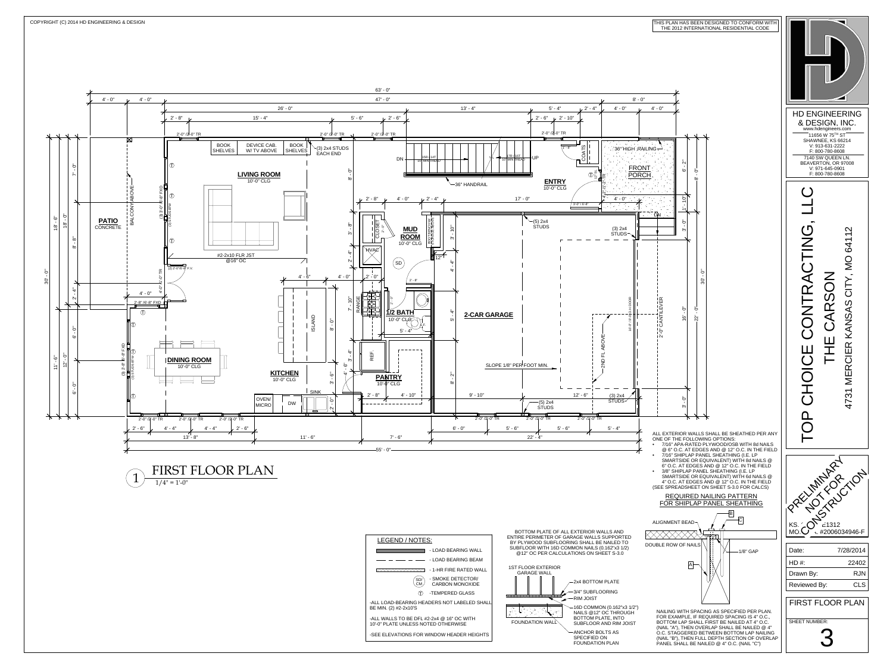COPYRIGHT (C) 2014 HD ENGINEERING & DESIGN

THIS PLAN HAS BEEN DESIGNED TO CONFORM WITH THE 2012 INTERNATIONAL RESIDENTIAL CODE

# FIRST FLOOR PLAN

1/4" = 1'-0"

LIVING ROOM 10'-0" CLG

ENTRY 10'-0" CLG

FRONT PORCH

PATIO CONCRETE

MUD ROOM 10'-0" CLG

1/2 BATH 10'-0" CLG

2-CAR GARAGE

DINING ROOM 10'-0" CLG

KITCHEN 10'-0" CLG

PANTRY 10'-0" CLG

BOOK SHELVES | DEVICE CAB. W/ TV ABOVE | BOOK SHELVES

(3) 2x4 STUDS EACH END

36" HANDRAIL

36" HIGH RAILING

#2-2x10 FLR JST @16" OC

SLOPE 1/8" PER FOOT MIN.

2ND FL ABOVE

2'-0" CANTILEVER

(5) 2x4 STUDS

(3) 2x4 STUDS

ALL EXTERIOR WALLS SHALL BE SHEATHED PER ANY ONE OF THE FOLLOWING OPTIONS:

- 7/16" APA-RATED PLYWOOD/OSB WITH 8d NAILS @ 6" O.C. AT EDGES AND @ 12" O.C. IN THE FIELD
- 7/16" SHIPLAP PANEL SHEATHING (I.E. LP SMARTSIDE OR EQUIVALENT) WITH 8d NAILS @ 6" O.C. AT EDGES AND @ 12" O.C. IN THE FIELD
- 3/8" SHIPLAP PANEL SHEATHING (I.E. LP SMARTSIDE OR EQUIVALENT) WITH 6d NAILS @ 4" O.C. AT EDGES AND @ 12" O.C. IN THE FIELD

(SEE SPREADSHEET ON SHEET S-3.0 FOR CALCS)

## REQUIRED NAILING PATTERN FOR SHIPLAP PANEL SHEATHING

ALIGNMENT BEAD

DOUBLE ROW OF NAILS

1/8" GAP

NAILING WITH SPACING AS SPECIFIED PER PLAN. FOR EXAMPLE, IF REQUIRED SPACING IS 4" O.C., BOTTOM LAP SHALL FIRST BE NAILED AT 4" O.C. (NAIL "A"), THEN OVERLAP SHALL BE NAILED @ 4" O.C. STAGGERED BETWEEN BOTTOM LAP NAILING (NAIL "B"), THEN FULL DEPTH SECTION OF OVERLAP PANEL SHALL BE NAILED @ 4" O.C. (NAIL "C")

BOTTOM PLATE OF ALL EXTERIOR WALLS AND ENTIRE PERIMETER OF GARAGE WALLS SUPPORTED BY PLYWOOD SUBFLOORING SHALL BE NAILED TO SUBFLOOR WITH 16D COMMON NAILS (0.162"x3 1/2) @12" OC PER CALCULATIONS ON SHEET S-3.0

1ST FLOOR EXTERIOR GARAGE WALL

- 2x4 BOTTOM PLATE
- 3/4" SUBFLOORING
- RIM JOIST
- 16D COMMON (0.162"x3 1/2") NAILS @12" OC THROUGH BOTTOM PLATE, INTO SUBFLOOR AND RIM JOIST
- FOUNDATION WALL
- ANCHOR BOLTS AS SPECIFIED ON FOUNDATION PLAN

## LEGEND / NOTES:

- LOAD BEARING WALL
- LOAD BEARING BEAM
- 1-HR FIRE RATED WALL
- SD/CM - SMOKE DETECTOR/ CARBON MONOXIDE
- T - TEMPERED GLASS

-ALL LOAD-BEARING HEADERS NOT LABELED SHALL BE MIN. (2) #2-2x10'S

-ALL WALLS TO BE DFL #2-2x4 @ 16" OC WITH 10'-0" PLATE UNLESS NOTED OTHERWISE

-SEE ELEVATIONS FOR WINDOW HEADER HEIGHTS

HD ENGINEERING & DESIGN, INC.
www.hdengineers.com
11656 W 75TH ST
SHAWNEE, KS 66214
V: 913-631-2222
F: 800-780-8608
7140 SW QUEEN LN.
BEAVERTON, OR 97008
V: 971-645-0901
F: 800-780-8608

TOP CHOICE CONTRACTING, LLC
THE CARSON
4731 MERCIER KANSAS CITY, MO 64112

PRELIMINARY NOT FOR CONSTRUCTION

KS. ...21312
MO. ... #2006034946-F

| | |
|---|---|
| Date: | 7/28/2014 |
| HD #: | 22402 |
| Drawn By: | RJN |
| Reviewed By: | CLS |

FIRST FLOOR PLAN

SHEET NUMBER: 3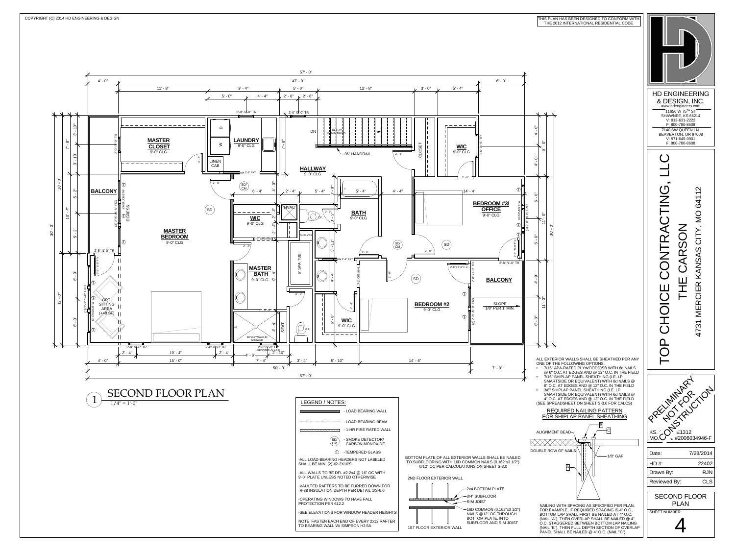COPYRIGHT (C) 2014 HD ENGINEERING & DESIGN

THIS PLAN HAS BEEN DESIGNED TO CONFORM WITH THE 2012 INTERNATIONAL RESIDENTIAL CODE

# SECOND FLOOR PLAN

1/4" = 1'-0"

MASTER CLOSET 9'-0" CLG

LAUNDRY 9'-0" CLG

HALLWAY 9'-0" CLG

WIC 9'-0" CLG

BALCONY

MASTER BEDROOM 9'-0" CLG

WIC 9'-0" CLG

BATH 9'-0" CLG

BEDROOM #3/ OFFICE 9'-0" CLG

MASTER BATH 9'-0" CLG

BALCONY

SLOPE 1/8" PER 1' MIN.

BEDROOM #2 9'-0" CLG

WIC 9'-0" CLG

OPT. SITTING AREA (+48 SF)

48"x84" WALK-IN SHOWER

6' SPA TUB

36" HANDRAIL

LINEN CAB

57' - 0"

## LEGEND / NOTES:

- LOAD BEARING WALL
- LOAD BEARING BEAM
- 1-HR FIRE RATED WALL
- SD/CM - SMOKE DETECTOR/ CARBON MONOXIDE
- T - TEMPERED GLASS

-ALL LOAD-BEARING HEADERS NOT LABELED SHALL BE MIN. (2) #2-2X10'S

-ALL WALLS TO BE DFL #2-2x4 @ 16" OC WITH 9'-0" PLATE UNLESS NOTED OTHERWISE

-VAULTED RAFTERS TO BE FURRED DOWN FOR R-38 INSULATION DEPTH PER DETAIL 1/S-6.0

-OPERATING WINDOWS TO HAVE FALL PROTECTION PER 612.2

-SEE ELEVATIONS FOR WINDOW HEADER HEIGHTS

NOTE: FASTEN EACH END OF EVERY 2x12 RAFTER TO BEARING WALL W/ SIMPSON H2.5A

BOTTOM PLATE OF ALL EXTERIOR WALLS SHALL BE NAILED TO SUBFLOORING WITH 16D COMMON NAILS (0.162"x3 1/2") @12" OC PER CALCULATIONS ON SHEET S-3.0

2ND FLOOR EXTERIOR WALL

- 2x4 BOTTOM PLATE
- 3/4" SUBFLOOR
- RIM JOIST
- 16D COMMON (0.162"x3 1/2") NAILS @12" OC THROUGH BOTTOM PLATE, INTO SUBFLOOR AND RIM JOIST

1ST FLOOR EXTERIOR WALL

ALL EXTERIOR WALLS SHALL BE SHEATHED PER ANY ONE OF THE FOLLOWING OPTIONS:

- 7/16" APA-RATED PLYWOOD/OSB WITH 8d NAILS @ 6" O.C. AT EDGES AND @ 12" O.C. IN THE FIELD
- 7/16" SHIPLAP PANEL SHEATHING (I.E. LP SMARTSIDE OR EQUIVALENT) WITH 8d NAILS @ 6" O.C. AT EDGES AND @ 12" O.C. IN THE FIELD
- 3/8" SHIPLAP PANEL SHEATHING (I.E. LP SMARTSIDE OR EQUIVALENT) WITH 6d NAILS @ 4" O.C. AT EDGES AND @ 12" O.C. IN THE FIELD

(SEE SPREADSHEET ON SHEET S-3.0 FOR CALCS)

## REQUIRED NAILING PATTERN FOR SHIPLAP PANEL SHEATHING

ALIGNMENT BEAD

DOUBLE ROW OF NAILS

1/8" GAP

NAILING WITH SPACING AS SPECIFIED PER PLAN. FOR EXAMPLE, IF REQUIRED SPACING IS 4" O.C., BOTTOM LAP SHALL FIRST BE NAILED AT 4" O.C. (NAIL "A"), THEN OVERLAP SHALL BE NAILED @ 4" O.C. STAGGERED BETWEEN BOTTOM LAP NAILING (NAIL "B"), THEN FULL DEPTH SECTION OF OVERLAP PANEL SHALL BE NAILED @ 4" O.C. (NAIL "C")

HD ENGINEERING & DESIGN, INC.
www.hdengineers.com
11656 W 75TH ST
SHAWNEE, KS 66214
V: 913-631-2222
F: 800-780-8608
7140 SW QUEEN LN.
BEAVERTON, OR 97008
V: 971-645-0901
F: 800-780-8608

TOP CHOICE CONTRACTING, LLC
THE CARSON
4731 MERCIER KANSAS CITY, MO 64112

PRELIMINARY NOT FOR CONSTRUCTION

KS. ... E1312
MO. ... #2006034946-F

| | |
|---|---|
| Date: | 7/28/2014 |
| HD #: | 22402 |
| Drawn By: | RJN |
| Reviewed By: | CLS |

SECOND FLOOR PLAN

SHEET NUMBER: 4